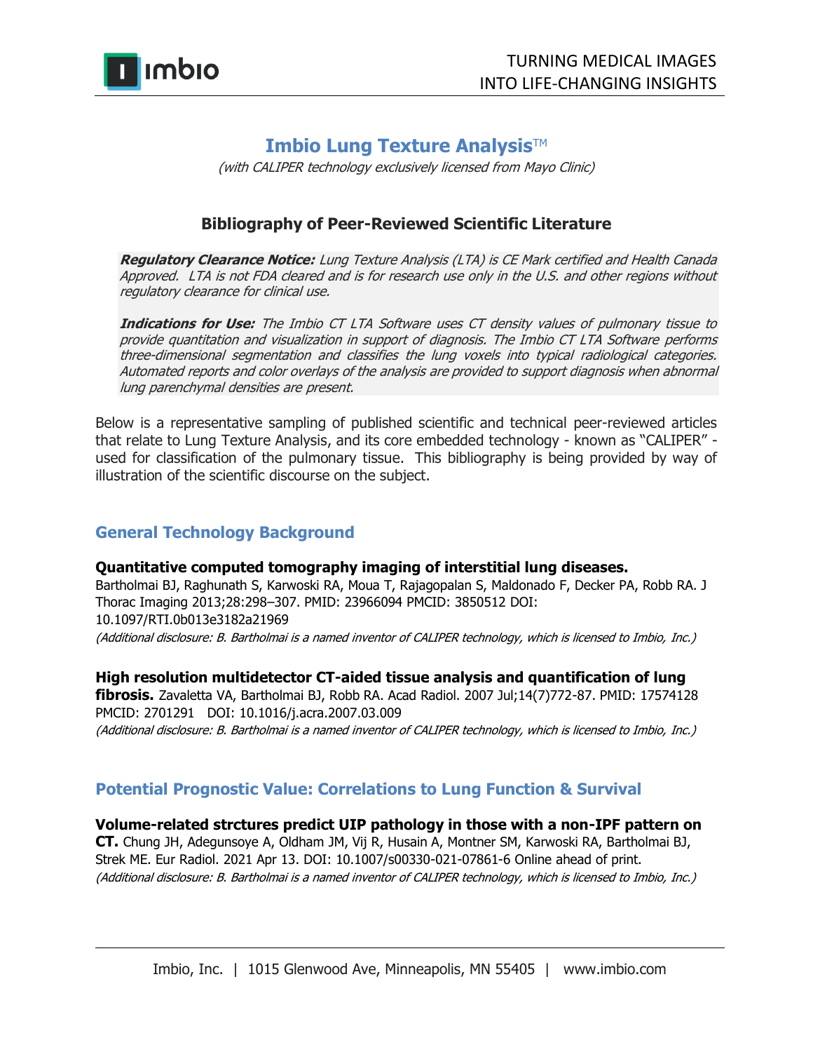# Imbio Lung Texture Analysis™

*(with CALIPER technology exclusively licensed from Mayo Clinic)*

## Bibliography of Peer-Reviewed Scientific Literature

***Regulatory Clearance Notice:*** *Lung Texture Analysis (LTA) is CE Mark certified and Health Canada Approved. LTA is not FDA cleared and is for research use only in the U.S. and other regions without regulatory clearance for clinical use.*

***Indications for Use:*** *The Imbio CT LTA Software uses CT density values of pulmonary tissue to provide quantitation and visualization in support of diagnosis. The Imbio CT LTA Software performs three-dimensional segmentation and classifies the lung voxels into typical radiological categories. Automated reports and color overlays of the analysis are provided to support diagnosis when abnormal lung parenchymal densities are present.*

Below is a representative sampling of published scientific and technical peer-reviewed articles that relate to Lung Texture Analysis, and its core embedded technology - known as "CALIPER" - used for classification of the pulmonary tissue. This bibliography is being provided by way of illustration of the scientific discourse on the subject.

## General Technology Background

**Quantitative computed tomography imaging of interstitial lung diseases.**
Bartholmai BJ, Raghunath S, Karwoski RA, Moua T, Rajagopalan S, Maldonado F, Decker PA, Robb RA. J Thorac Imaging 2013;28:298–307. PMID: 23966094 PMCID: 3850512 DOI: 10.1097/RTI.0b013e3182a21969
*(Additional disclosure: B. Bartholmai is a named inventor of CALIPER technology, which is licensed to Imbio, Inc.)*

**High resolution multidetector CT-aided tissue analysis and quantification of lung fibrosis.** Zavaletta VA, Bartholmai BJ, Robb RA. Acad Radiol. 2007 Jul;14(7)772-87. PMID: 17574128 PMCID: 2701291 DOI: 10.1016/j.acra.2007.03.009
*(Additional disclosure: B. Bartholmai is a named inventor of CALIPER technology, which is licensed to Imbio, Inc.)*

## Potential Prognostic Value: Correlations to Lung Function & Survival

**Volume-related strctures predict UIP pathology in those with a non-IPF pattern on CT.** Chung JH, Adegunsoye A, Oldham JM, Vij R, Husain A, Montner SM, Karwoski RA, Bartholmai BJ, Strek ME. Eur Radiol. 2021 Apr 13. DOI: 10.1007/s00330-021-07861-6 Online ahead of print.
*(Additional disclosure: B. Bartholmai is a named inventor of CALIPER technology, which is licensed to Imbio, Inc.)*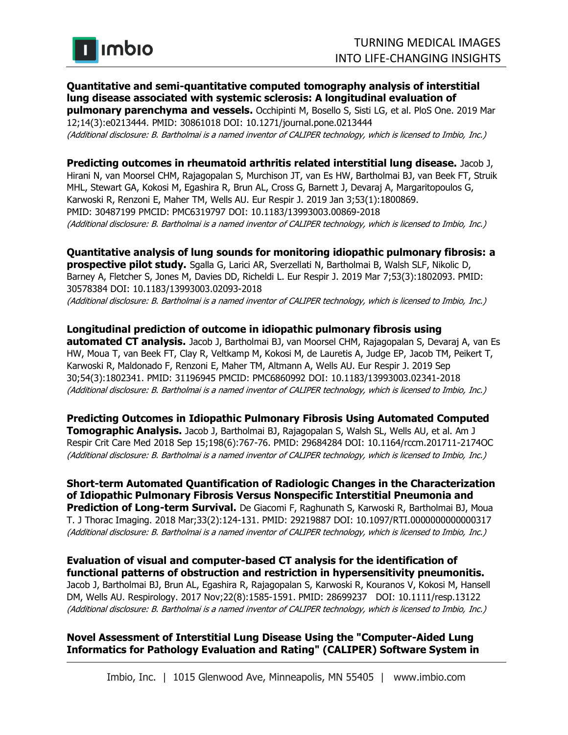**Quantitative and semi-quantitative computed tomography analysis of interstitial lung disease associated with systemic sclerosis: A longitudinal evaluation of pulmonary parenchyma and vessels.** Occhipinti M, Bosello S, Sisti LG, et al. PloS One. 2019 Mar 12;14(3):e0213444. PMID: 30861018 DOI: 10.1271/journal.pone.0213444
*(Additional disclosure: B. Bartholmai is a named inventor of CALIPER technology, which is licensed to Imbio, Inc.)*

**Predicting outcomes in rheumatoid arthritis related interstitial lung disease.** Jacob J, Hirani N, van Moorsel CHM, Rajagopalan S, Murchison JT, van Es HW, Bartholmai BJ, van Beek FT, Struik MHL, Stewart GA, Kokosi M, Egashira R, Brun AL, Cross G, Barnett J, Devaraj A, Margaritopoulos G, Karwoski R, Renzoni E, Maher TM, Wells AU. Eur Respir J. 2019 Jan 3;53(1):1800869. PMID: 30487199 PMCID: PMC6319797 DOI: 10.1183/13993003.00869-2018
*(Additional disclosure: B. Bartholmai is a named inventor of CALIPER technology, which is licensed to Imbio, Inc.)*

**Quantitative analysis of lung sounds for monitoring idiopathic pulmonary fibrosis: a prospective pilot study.** Sgalla G, Larici AR, Sverzellati N, Bartholmai B, Walsh SLF, Nikolic D, Barney A, Fletcher S, Jones M, Davies DD, Richeldi L. Eur Respir J. 2019 Mar 7;53(3):1802093. PMID: 30578384 DOI: 10.1183/13993003.02093-2018
*(Additional disclosure: B. Bartholmai is a named inventor of CALIPER technology, which is licensed to Imbio, Inc.)*

**Longitudinal prediction of outcome in idiopathic pulmonary fibrosis using automated CT analysis.** Jacob J, Bartholmai BJ, van Moorsel CHM, Rajagopalan S, Devaraj A, van Es HW, Moua T, van Beek FT, Clay R, Veltkamp M, Kokosi M, de Lauretis A, Judge EP, Jacob TM, Peikert T, Karwoski R, Maldonado F, Renzoni E, Maher TM, Altmann A, Wells AU. Eur Respir J. 2019 Sep 30;54(3):1802341. PMID: 31196945 PMCID: PMC6860992 DOI: 10.1183/13993003.02341-2018
*(Additional disclosure: B. Bartholmai is a named inventor of CALIPER technology, which is licensed to Imbio, Inc.)*

**Predicting Outcomes in Idiopathic Pulmonary Fibrosis Using Automated Computed Tomographic Analysis.** Jacob J, Bartholmai BJ, Rajagopalan S, Walsh SL, Wells AU, et al. Am J Respir Crit Care Med 2018 Sep 15;198(6):767-76. PMID: 29684284 DOI: 10.1164/rccm.201711-2174OC
*(Additional disclosure: B. Bartholmai is a named inventor of CALIPER technology, which is licensed to Imbio, Inc.)*

**Short-term Automated Quantification of Radiologic Changes in the Characterization of Idiopathic Pulmonary Fibrosis Versus Nonspecific Interstitial Pneumonia and Prediction of Long-term Survival.** De Giacomi F, Raghunath S, Karwoski R, Bartholmai BJ, Moua T. J Thorac Imaging. 2018 Mar;33(2):124-131. PMID: 29219887 DOI: 10.1097/RTI.0000000000000317
*(Additional disclosure: B. Bartholmai is a named inventor of CALIPER technology, which is licensed to Imbio, Inc.)*

**Evaluation of visual and computer-based CT analysis for the identification of functional patterns of obstruction and restriction in hypersensitivity pneumonitis.** Jacob J, Bartholmai BJ, Brun AL, Egashira R, Rajagopalan S, Karwoski R, Kouranos V, Kokosi M, Hansell DM, Wells AU. Respirology. 2017 Nov;22(8):1585-1591. PMID: 28699237 DOI: 10.1111/resp.13122
*(Additional disclosure: B. Bartholmai is a named inventor of CALIPER technology, which is licensed to Imbio, Inc.)*

**Novel Assessment of Interstitial Lung Disease Using the "Computer-Aided Lung Informatics for Pathology Evaluation and Rating" (CALIPER) Software System in**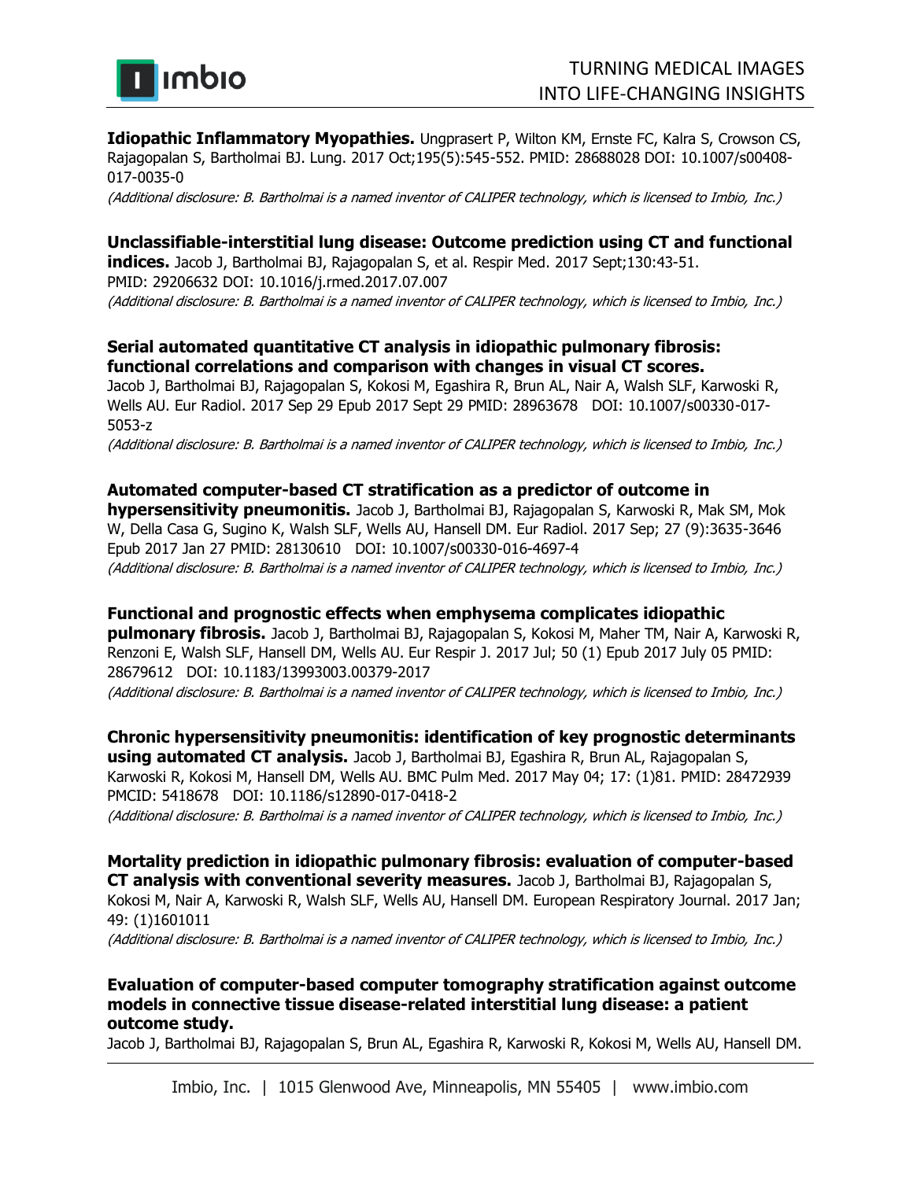**Idiopathic Inflammatory Myopathies.** Ungprasert P, Wilton KM, Ernste FC, Kalra S, Crowson CS, Rajagopalan S, Bartholmai BJ. Lung. 2017 Oct;195(5):545-552. PMID: 28688028 DOI: 10.1007/s00408-017-0035-0

*(Additional disclosure: B. Bartholmai is a named inventor of CALIPER technology, which is licensed to Imbio, Inc.)*

**Unclassifiable-interstitial lung disease: Outcome prediction using CT and functional indices.** Jacob J, Bartholmai BJ, Rajagopalan S, et al. Respir Med. 2017 Sept;130:43-51. PMID: 29206632 DOI: 10.1016/j.rmed.2017.07.007

*(Additional disclosure: B. Bartholmai is a named inventor of CALIPER technology, which is licensed to Imbio, Inc.)*

**Serial automated quantitative CT analysis in idiopathic pulmonary fibrosis: functional correlations and comparison with changes in visual CT scores.**
Jacob J, Bartholmai BJ, Rajagopalan S, Kokosi M, Egashira R, Brun AL, Nair A, Walsh SLF, Karwoski R, Wells AU. Eur Radiol. 2017 Sep 29 Epub 2017 Sept 29 PMID: 28963678 DOI: 10.1007/s00330-017-5053-z

*(Additional disclosure: B. Bartholmai is a named inventor of CALIPER technology, which is licensed to Imbio, Inc.)*

**Automated computer-based CT stratification as a predictor of outcome in hypersensitivity pneumonitis.** Jacob J, Bartholmai BJ, Rajagopalan S, Karwoski R, Mak SM, Mok W, Della Casa G, Sugino K, Walsh SLF, Wells AU, Hansell DM. Eur Radiol. 2017 Sep; 27 (9):3635-3646 Epub 2017 Jan 27 PMID: 28130610 DOI: 10.1007/s00330-016-4697-4

*(Additional disclosure: B. Bartholmai is a named inventor of CALIPER technology, which is licensed to Imbio, Inc.)*

**Functional and prognostic effects when emphysema complicates idiopathic pulmonary fibrosis.** Jacob J, Bartholmai BJ, Rajagopalan S, Kokosi M, Maher TM, Nair A, Karwoski R, Renzoni E, Walsh SLF, Hansell DM, Wells AU. Eur Respir J. 2017 Jul; 50 (1) Epub 2017 July 05 PMID: 28679612 DOI: 10.1183/13993003.00379-2017

*(Additional disclosure: B. Bartholmai is a named inventor of CALIPER technology, which is licensed to Imbio, Inc.)*

**Chronic hypersensitivity pneumonitis: identification of key prognostic determinants using automated CT analysis.** Jacob J, Bartholmai BJ, Egashira R, Brun AL, Rajagopalan S, Karwoski R, Kokosi M, Hansell DM, Wells AU. BMC Pulm Med. 2017 May 04; 17: (1)81. PMID: 28472939 PMCID: 5418678 DOI: 10.1186/s12890-017-0418-2

*(Additional disclosure: B. Bartholmai is a named inventor of CALIPER technology, which is licensed to Imbio, Inc.)*

**Mortality prediction in idiopathic pulmonary fibrosis: evaluation of computer-based CT analysis with conventional severity measures.** Jacob J, Bartholmai BJ, Rajagopalan S, Kokosi M, Nair A, Karwoski R, Walsh SLF, Wells AU, Hansell DM. European Respiratory Journal. 2017 Jan; 49: (1)1601011

*(Additional disclosure: B. Bartholmai is a named inventor of CALIPER technology, which is licensed to Imbio, Inc.)*

**Evaluation of computer-based computer tomography stratification against outcome models in connective tissue disease-related interstitial lung disease: a patient outcome study.**
Jacob J, Bartholmai BJ, Rajagopalan S, Brun AL, Egashira R, Karwoski R, Kokosi M, Wells AU, Hansell DM.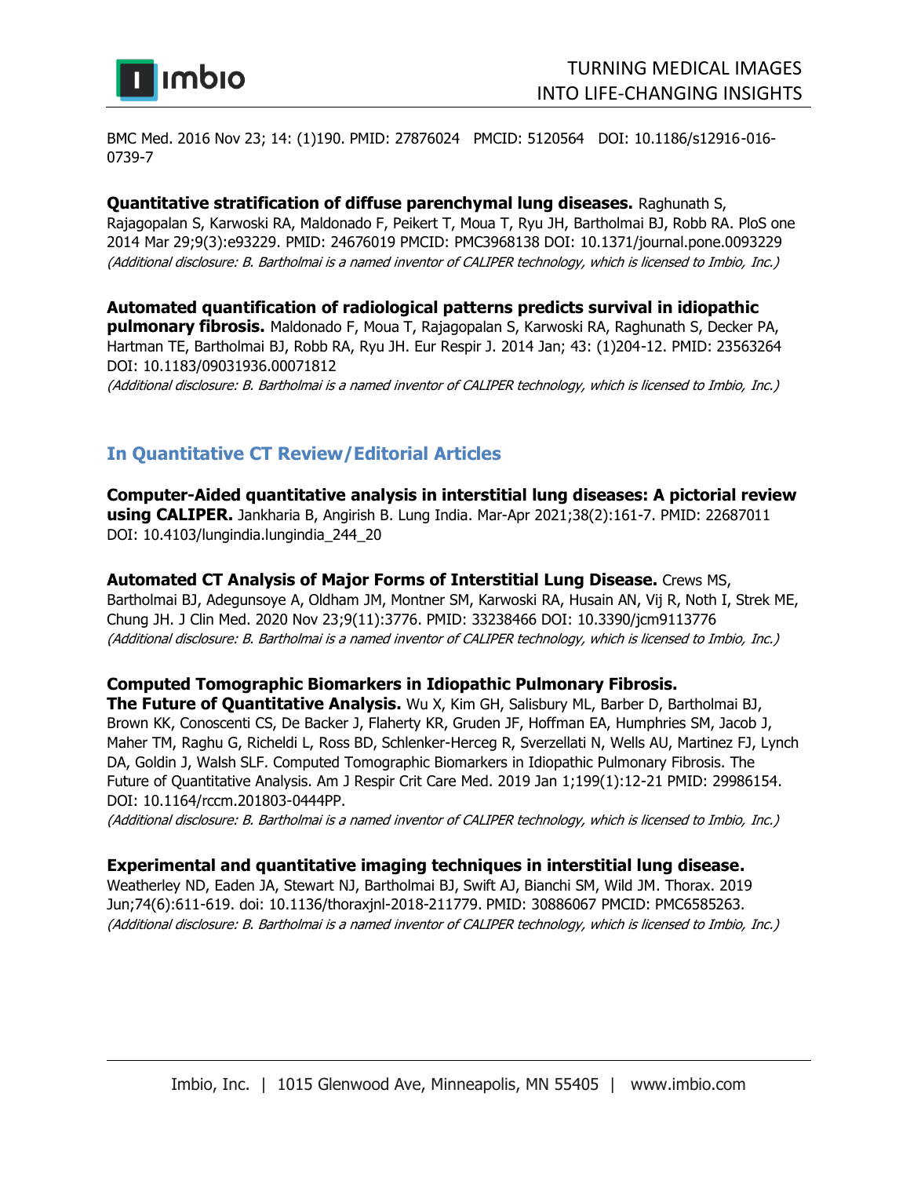BMC Med. 2016 Nov 23; 14: (1)190. PMID: 27876024 PMCID: 5120564 DOI: 10.1186/s12916-016-0739-7

**Quantitative stratification of diffuse parenchymal lung diseases.** Raghunath S, Rajagopalan S, Karwoski RA, Maldonado F, Peikert T, Moua T, Ryu JH, Bartholmai BJ, Robb RA. PloS one 2014 Mar 29;9(3):e93229. PMID: 24676019 PMCID: PMC3968138 DOI: 10.1371/journal.pone.0093229
*(Additional disclosure: B. Bartholmai is a named inventor of CALIPER technology, which is licensed to Imbio, Inc.)*

**Automated quantification of radiological patterns predicts survival in idiopathic pulmonary fibrosis.** Maldonado F, Moua T, Rajagopalan S, Karwoski RA, Raghunath S, Decker PA, Hartman TE, Bartholmai BJ, Robb RA, Ryu JH. Eur Respir J. 2014 Jan; 43: (1)204-12. PMID: 23563264 DOI: 10.1183/09031936.00071812
*(Additional disclosure: B. Bartholmai is a named inventor of CALIPER technology, which is licensed to Imbio, Inc.)*

## In Quantitative CT Review/Editorial Articles

**Computer-Aided quantitative analysis in interstitial lung diseases: A pictorial review using CALIPER.** Jankharia B, Angirish B. Lung India. Mar-Apr 2021;38(2):161-7. PMID: 22687011 DOI: 10.4103/lungindia.lungindia_244_20

**Automated CT Analysis of Major Forms of Interstitial Lung Disease.** Crews MS, Bartholmai BJ, Adegunsoye A, Oldham JM, Montner SM, Karwoski RA, Husain AN, Vij R, Noth I, Strek ME, Chung JH. J Clin Med. 2020 Nov 23;9(11):3776. PMID: 33238466 DOI: 10.3390/jcm9113776
*(Additional disclosure: B. Bartholmai is a named inventor of CALIPER technology, which is licensed to Imbio, Inc.)*

**Computed Tomographic Biomarkers in Idiopathic Pulmonary Fibrosis. The Future of Quantitative Analysis.** Wu X, Kim GH, Salisbury ML, Barber D, Bartholmai BJ, Brown KK, Conoscenti CS, De Backer J, Flaherty KR, Gruden JF, Hoffman EA, Humphries SM, Jacob J, Maher TM, Raghu G, Richeldi L, Ross BD, Schlenker-Herceg R, Sverzellati N, Wells AU, Martinez FJ, Lynch DA, Goldin J, Walsh SLF. Computed Tomographic Biomarkers in Idiopathic Pulmonary Fibrosis. The Future of Quantitative Analysis. Am J Respir Crit Care Med. 2019 Jan 1;199(1):12-21 PMID: 29986154. DOI: 10.1164/rccm.201803-0444PP.
*(Additional disclosure: B. Bartholmai is a named inventor of CALIPER technology, which is licensed to Imbio, Inc.)*

**Experimental and quantitative imaging techniques in interstitial lung disease.** Weatherley ND, Eaden JA, Stewart NJ, Bartholmai BJ, Swift AJ, Bianchi SM, Wild JM. Thorax. 2019 Jun;74(6):611-619. doi: 10.1136/thoraxjnl-2018-211779. PMID: 30886067 PMCID: PMC6585263.
*(Additional disclosure: B. Bartholmai is a named inventor of CALIPER technology, which is licensed to Imbio, Inc.)*